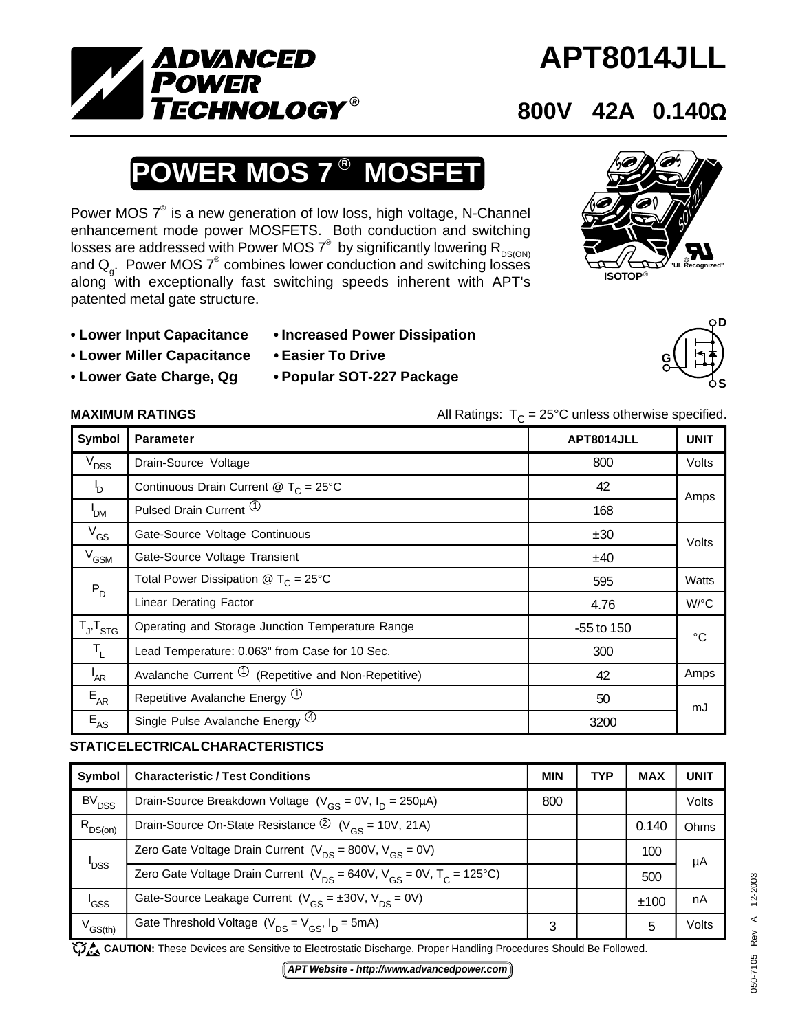# APT8014JLL

**800V 42A 0.140Ω**

## POWER MOS 7® MOSFET

Power MOS 7® is a new generation of low loss, high voltage, N-Channel enhancement mode power MOSFETS. Both conduction and switching losses are addressed with Power MOS 7® by significantly lowering $R_{DS(ON)}$ and $Q_g$. Power MOS 7® combines lower conduction and switching losses along with exceptionally fast switching speeds inherent with APT's patented metal gate structure.

SOT-227 ISOTOP® "UL Recognized"

- **Lower Input Capacitance**
- **Lower Miller Capacitance**
- **Lower Gate Charge, Qg**
- **Increased Power Dissipation**
- **Easier To Drive**
- **Popular SOT-227 Package**

### MAXIMUM RATINGS

All Ratings: $T_C$ = 25°C unless otherwise specified.

| Symbol | Parameter | APT8014JLL | UNIT |
|---|---|---|---|
| $V_{DSS}$ | Drain-Source Voltage | 800 | Volts |
| $I_D$ | Continuous Drain Current @ $T_C$ = 25°C | 42 | Amps |
| $I_{DM}$ | Pulsed Drain Current ① | 168 | |
| $V_{GS}$ | Gate-Source Voltage Continuous | ±30 | Volts |
| $V_{GSM}$ | Gate-Source Voltage Transient | ±40 | |
| $P_D$ | Total Power Dissipation @ $T_C$ = 25°C | 595 | Watts |
| | Linear Derating Factor | 4.76 | W/°C |
| $T_J$,$T_{STG}$ | Operating and Storage Junction Temperature Range | -55 to 150 | °C |
| $T_L$ | Lead Temperature: 0.063" from Case for 10 Sec. | 300 | |
| $I_{AR}$ | Avalanche Current ① (Repetitive and Non-Repetitive) | 42 | Amps |
| $E_{AR}$ | Repetitive Avalanche Energy ① | 50 | mJ |
| $E_{AS}$ | Single Pulse Avalanche Energy ④ | 3200 | |

### STATIC ELECTRICAL CHARACTERISTICS

| Symbol | Characteristic / Test Conditions | MIN | TYP | MAX | UNIT |
|---|---|---|---|---|---|
| $BV_{DSS}$ | Drain-Source Breakdown Voltage ($V_{GS}$ = 0V, $I_D$ = 250μA) | 800 | | | Volts |
| $R_{DS(on)}$ | Drain-Source On-State Resistance ② ($V_{GS}$ = 10V, 21A) | | | 0.140 | Ohms |
| $I_{DSS}$ | Zero Gate Voltage Drain Current ($V_{DS}$ = 800V, $V_{GS}$ = 0V) | | | 100 | μA |
| | Zero Gate Voltage Drain Current ($V_{DS}$ = 640V, $V_{GS}$ = 0V, $T_C$ = 125°C) | | | 500 | |
| $I_{GSS}$ | Gate-Source Leakage Current ($V_{GS}$ = ±30V, $V_{DS}$ = 0V) | | | ±100 | nA |
| $V_{GS(th)}$ | Gate Threshold Voltage ($V_{DS}$ = $V_{GS}$, $I_D$ = 5mA) | 3 | | 5 | Volts |

**CAUTION:** These Devices are Sensitive to Electrostatic Discharge. Proper Handling Procedures Should Be Followed.

*APT Website - http://www.advancedpower.com*

050-7105 Rev A 12-2003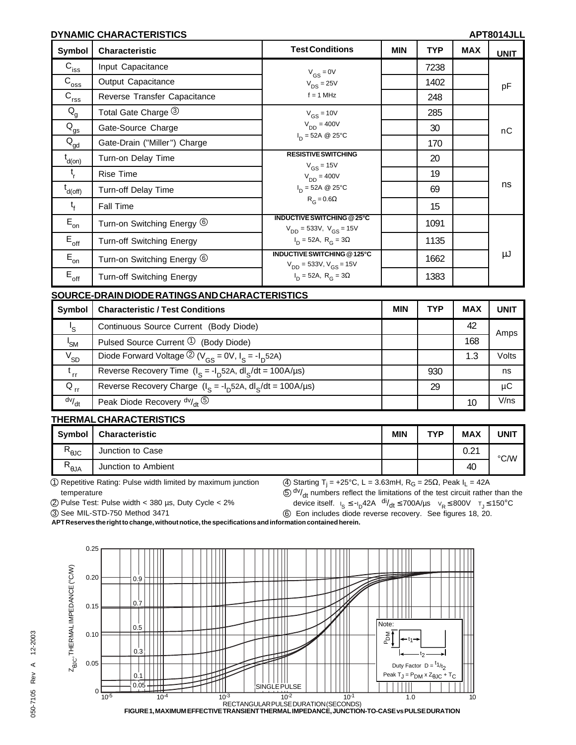## DYNAMIC CHARACTERISTICS

APT8014JLL

| Symbol | Characteristic | Test Conditions | MIN | TYP | MAX | UNIT |
|---|---|---|---|---|---|---|
| $C_{iss}$ | Input Capacitance | $V_{GS} = 0V$ | | 7238 | | pF |
| $C_{oss}$ | Output Capacitance | $V_{DS} = 25V$ | | 1402 | | |
| $C_{rss}$ | Reverse Transfer Capacitance | f = 1 MHz | | 248 | | |
| $Q_g$ | Total Gate Charge ③ | $V_{GS} = 10V$ | | 285 | | nC |
| $Q_{gs}$ | Gate-Source Charge | $V_{DD} = 400V$ | | 30 | | |
| $Q_{gd}$ | Gate-Drain ("Miller") Charge | $I_D = 52A$ @ 25°C | | 170 | | |
| $t_{d(on)}$ | Turn-on Delay Time | **RESISTIVE SWITCHING** $V_{GS} = 15V$ | | 20 | | ns |
| $t_r$ | Rise Time | $V_{DD} = 400V$ | | 19 | | |
| $t_{d(off)}$ | Turn-off Delay Time | $I_D = 52A$ @ 25°C | | 69 | | |
| $t_f$ | Fall Time | $R_G = 0.6\Omega$ | | 15 | | |
| $E_{on}$ | Turn-on Switching Energy ⑥ | **INDUCTIVE SWITCHING @ 25°C** $V_{DD} = 533V$, $V_{GS} = 15V$ | | 1091 | | µJ |
| $E_{off}$ | Turn-off Switching Energy | $I_D = 52A$, $R_G = 3\Omega$ | | 1135 | | |
| $E_{on}$ | Turn-on Switching Energy ⑥ | **INDUCTIVE SWITCHING @ 125°C** $V_{DD} = 533V$, $V_{GS} = 15V$ | | 1662 | | |
| $E_{off}$ | Turn-off Switching Energy | $I_D = 52A$, $R_G = 3\Omega$ | | 1383 | | |

## SOURCE-DRAIN DIODE RATINGS AND CHARACTERISTICS

| Symbol | Characteristic / Test Conditions | MIN | TYP | MAX | UNIT |
|---|---|---|---|---|---|
| $I_S$ | Continuous Source Current (Body Diode) | | | 42 | Amps |
| $I_{SM}$ | Pulsed Source Current ① (Body Diode) | | | 168 | |
| $V_{SD}$ | Diode Forward Voltage ② ($V_{GS} = 0V$, $I_S = -I_D 52A$) | | | 1.3 | Volts |
| $t_{rr}$ | Reverse Recovery Time ($I_S = -I_D 52A$, $dI_S/dt = 100A/\mu s$) | | 930 | | ns |
| $Q_{rr}$ | Reverse Recovery Charge ($I_S = -I_D 52A$, $dI_S/dt = 100A/\mu s$) | | 29 | | µC |
| $dv/_{dt}$ | Peak Diode Recovery $dv/_{dt}$ ⑤ | | | 10 | V/ns |

## THERMAL CHARACTERISTICS

| Symbol | Characteristic | MIN | TYP | MAX | UNIT |
|---|---|---|---|---|---|
| $R_{\theta JC}$ | Junction to Case | | | 0.21 | °C/W |
| $R_{\theta JA}$ | Junction to Ambient | | | 40 | |

① Repetitive Rating: Pulse width limited by maximum junction temperature

② Pulse Test: Pulse width < 380 µs, Duty Cycle < 2%

③ See MIL-STD-750 Method 3471

④ Starting $T_j = +25°C$, L = 3.63mH, $R_G = 25\Omega$, Peak $I_L = 42A$

⑤ $dv/_{dt}$ numbers reflect the limitations of the test circuit rather than the device itself. $I_S \leq -I_D 42A$ $di/_{dt} \leq 700A/\mu s$ $V_R \leq 800V$ $T_J \leq 150°C$

⑥ Eon includes diode reverse recovery. See figures 18, 20.

**APT Reserves the right to change, without notice, the specifications and information contained herein.**

FIGURE 1, MAXIMUM EFFECTIVE TRANSIENT THERMAL IMPEDANCE, JUNCTION-TO-CASE vs PULSE DURATION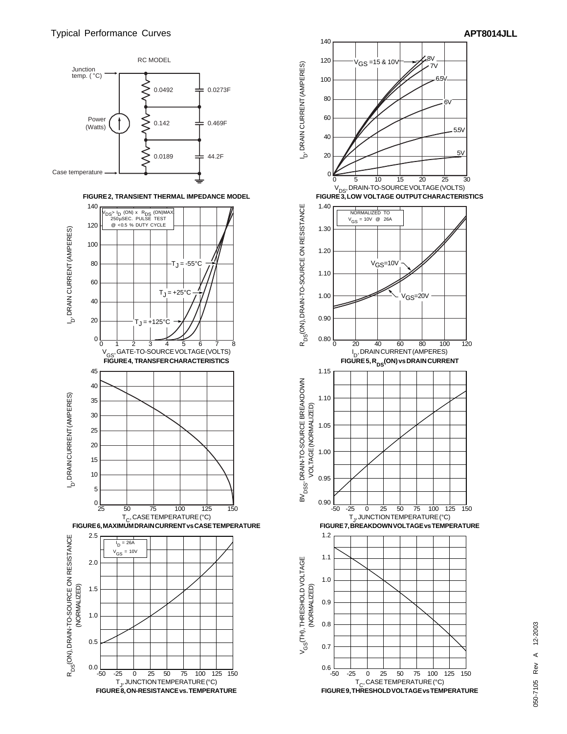Typical Performance Curves

APT8014JLL

RC MODEL

Junction temp. (°C)

Power (Watts)

Case temperature

0.0492 — 0.0273F

0.142 — 0.469F

0.0189 — 44.2F

**FIGURE 2, TRANSIENT THERMAL IMPEDANCE MODEL**

$V_{GS}$ =15 & 10V, 8V, 7V, 6.5V, 6V, 5.5V, 5V

$I_D$, DRAIN CURRENT (AMPERES)

$V_{DS}$, DRAIN-TO-SOURCE VOLTAGE (VOLTS)

**FIGURE 3, LOW VOLTAGE OUTPUT CHARACTERISTICS**

$V_{DS} > I_D$ (ON) x $R_{DS}$ (ON)MAX. 250μSEC. PULSE TEST @ <0.5 % DUTY CYCLE

$T_J$ = -55°C, $T_J$ = +25°C, $T_J$ = +125°C

$I_D$, DRAIN CURRENT (AMPERES)

$V_{GS}$, GATE-TO-SOURCE VOLTAGE (VOLTS)

**FIGURE 4, TRANSFER CHARACTERISTICS**

NORMALIZED TO $V_{GS}$ = 10V @ 26A

$V_{GS}$=10V, $V_{GS}$=20V

$R_{DS}$(ON), DRAIN-TO-SOURCE ON RESISTANCE

$I_D$, DRAIN CURRENT (AMPERES)

**FIGURE 5, $R_{DS}$(ON) vs DRAIN CURRENT**

$I_D$, DRAIN CURRENT (AMPERES)

$T_C$, CASE TEMPERATURE (°C)

**FIGURE 6, MAXIMUM DRAIN CURRENT vs CASE TEMPERATURE**

$BV_{DSS}$, DRAIN-TO-SOURCE BREAKDOWN VOLTAGE (NORMALIZED)

$T_J$, JUNCTION TEMPERATURE (°C)

**FIGURE 7, BREAKDOWN VOLTAGE vs TEMPERATURE**

$I_D$ = 26A, $V_{GS}$ = 10V

$R_{DS}$(ON), DRAIN-TO-SOURCE ON RESISTANCE (NORMALIZED)

$T_J$, JUNCTION TEMPERATURE (°C)

**FIGURE 8, ON-RESISTANCE vs. TEMPERATURE**

$V_{GS}$(TH), THRESHOLD VOLTAGE (NORMALIZED)

$T_C$, CASE TEMPERATURE (°C)

**FIGURE 9, THRESHOLD VOLTAGE vs TEMPERATURE**

050-7105 Rev A 12-2003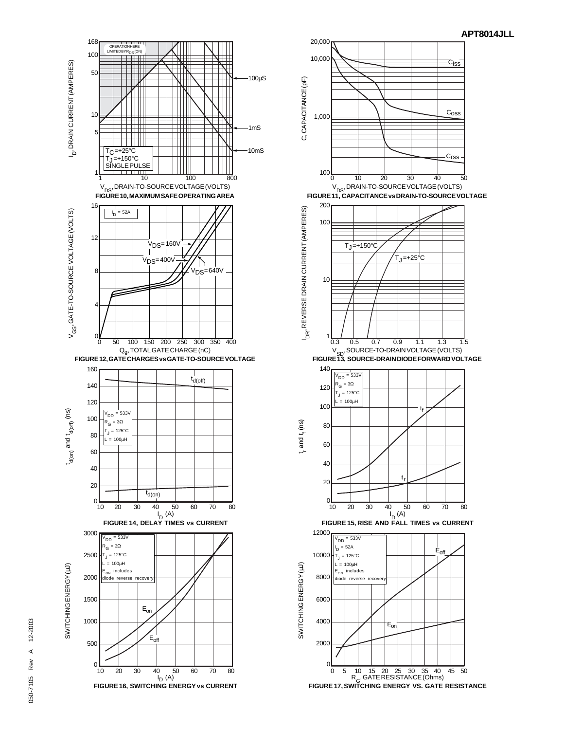FIGURE 10, MAXIMUM SAFE OPERATING AREA

FIGURE 11, CAPACITANCE vs DRAIN-TO-SOURCE VOLTAGE

FIGURE 12, GATE CHARGES vs GATE-TO-SOURCE VOLTAGE

FIGURE 13, SOURCE-DRAIN DIODE FORWARD VOLTAGE

FIGURE 14, DELAY TIMES vs CURRENT

FIGURE 15, RISE AND FALL TIMES vs CURRENT

FIGURE 16, SWITCHING ENERGY vs CURRENT

FIGURE 17, SWITCHING ENERGY VS. GATE RESISTANCE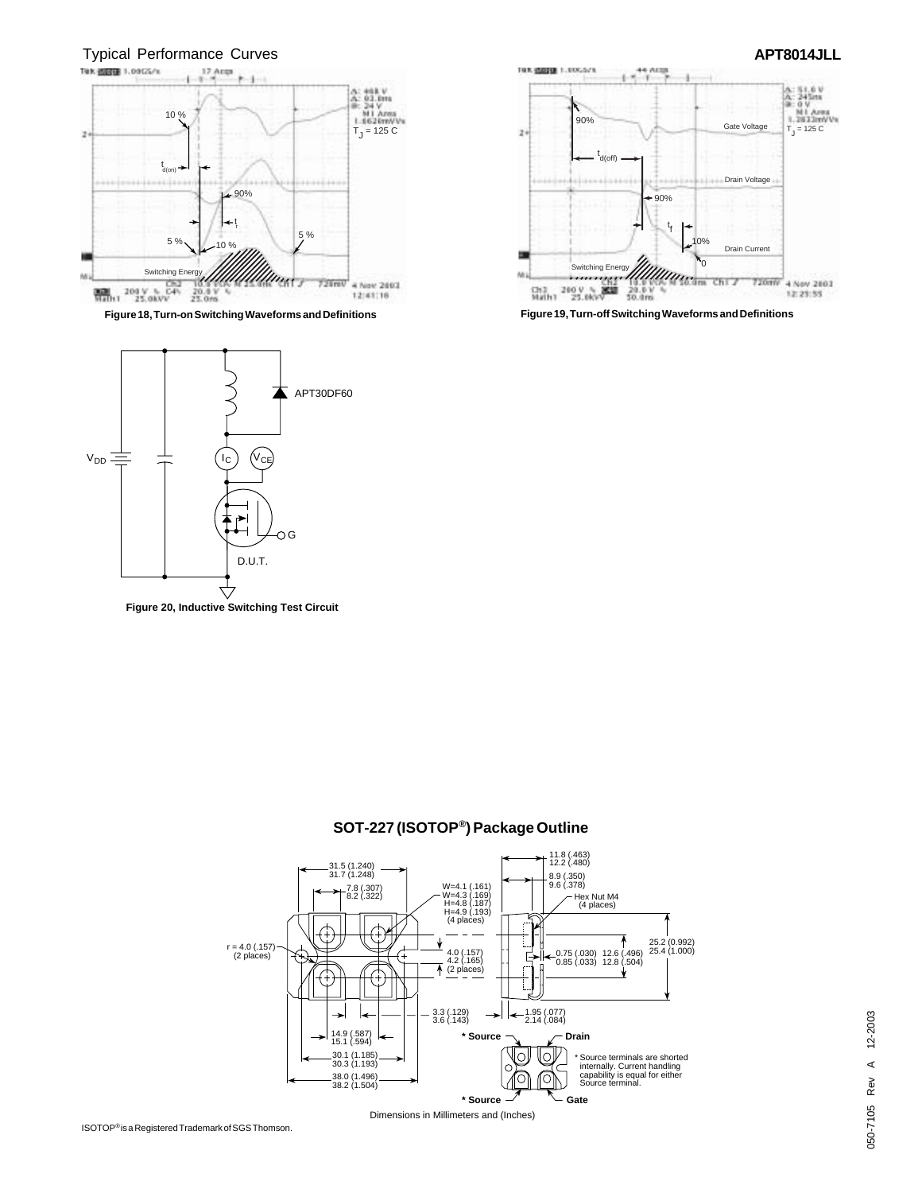Typical Performance Curves

10 %

$t_{d(on)}$

90%

$t_r$

5 %

10 %

5 %

Switching Energy

$T_J$ = 125 C

Figure 18, Turn-on Switching Waveforms and Definitions

90%

$t_{d(off)}$

Gate Voltage

$T_J$ = 125 C

Drain Voltage

90%

$t_f$

10%

Drain Current

0

Switching Energy

Figure 19, Turn-off Switching Waveforms and Definitions

APT30DF60

$V_{DD}$

$I_C$

$V_{CE}$

G

D.U.T.

Figure 20, Inductive Switching Test Circuit

## SOT-227 (ISOTOP®) Package Outline

31.5 (1.240)
31.7 (1.248)

7.8 (.307)
8.2 (.322)

W=4.1 (.161)
W=4.3 (.169)
H=4.8 (.187)
H=4.9 (.193)
(4 places)

r = 4.0 (.157)
(2 places)

4.0 (.157)
4.2 (.165)
(2 places)

3.3 (.129)
3.6 (.143)

14.9 (.587)
15.1 (.594)

30.1 (1.185)
30.3 (1.193)

38.0 (1.496)
38.2 (1.504)

11.8 (.463)
12.2 (.480)

8.9 (.350)
9.6 (.378)

Hex Nut M4
(4 places)

25.2 (0.992)
25.4 (1.000)

0.75 (.030)
0.85 (.033)

12.6 (.496)
12.8 (.504)

1.95 (.077)
2.14 (.084)

* Source

Drain

* Source

Gate

* Source terminals are shorted internally. Current handling capability is equal for either Source terminal.

Dimensions in Millimeters and (Inches)

ISOTOP® is a Registered Trademark of SGS Thomson.

050-7105 Rev A 12-2003